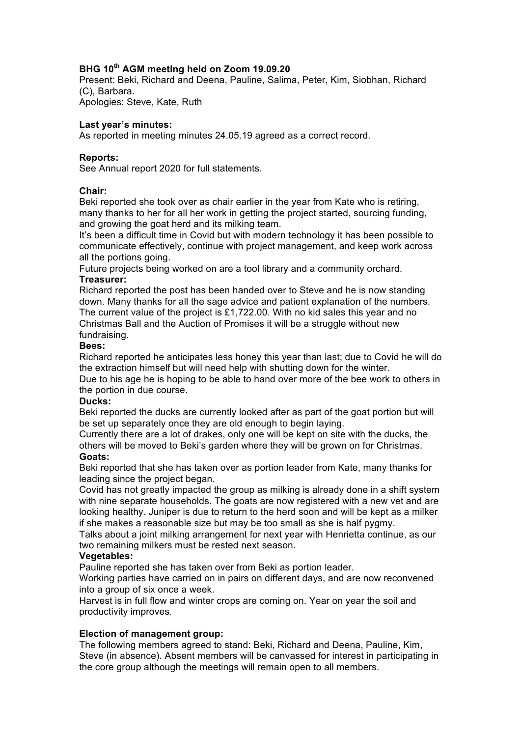**BHG 10th AGM meeting held on Zoom 19.09.20**

Present: Beki, Richard and Deena, Pauline, Salima, Peter, Kim, Siobhan, Richard (C), Barbara.

Apologies: Steve, Kate, Ruth

**Last year's minutes:**

As reported in meeting minutes 24.05.19 agreed as a correct record.

**Reports:**

See Annual report 2020 for full statements.

**Chair:**

Beki reported she took over as chair earlier in the year from Kate who is retiring, many thanks to her for all her work in getting the project started, sourcing funding, and growing the goat herd and its milking team.

It's been a difficult time in Covid but with modern technology it has been possible to communicate effectively, continue with project management, and keep work across all the portions going.

Future projects being worked on are a tool library and a community orchard.

**Treasurer:**

Richard reported the post has been handed over to Steve and he is now standing down. Many thanks for all the sage advice and patient explanation of the numbers. The current value of the project is £1,722.00. With no kid sales this year and no Christmas Ball and the Auction of Promises it will be a struggle without new fundraising.

**Bees:**

Richard reported he anticipates less honey this year than last; due to Covid he will do the extraction himself but will need help with shutting down for the winter.

Due to his age he is hoping to be able to hand over more of the bee work to others in the portion in due course.

**Ducks:**

Beki reported the ducks are currently looked after as part of the goat portion but will be set up separately once they are old enough to begin laying.

Currently there are a lot of drakes, only one will be kept on site with the ducks, the others will be moved to Beki's garden where they will be grown on for Christmas.

**Goats:**

Beki reported that she has taken over as portion leader from Kate, many thanks for leading since the project began.

Covid has not greatly impacted the group as milking is already done in a shift system with nine separate households. The goats are now registered with a new vet and are looking healthy. Juniper is due to return to the herd soon and will be kept as a milker if she makes a reasonable size but may be too small as she is half pygmy.

Talks about a joint milking arrangement for next year with Henrietta continue, as our two remaining milkers must be rested next season.

**Vegetables:**

Pauline reported she has taken over from Beki as portion leader.

Working parties have carried on in pairs on different days, and are now reconvened into a group of six once a week.

Harvest is in full flow and winter crops are coming on. Year on year the soil and productivity improves.

**Election of management group:**

The following members agreed to stand: Beki, Richard and Deena, Pauline, Kim, Steve (in absence). Absent members will be canvassed for interest in participating in the core group although the meetings will remain open to all members.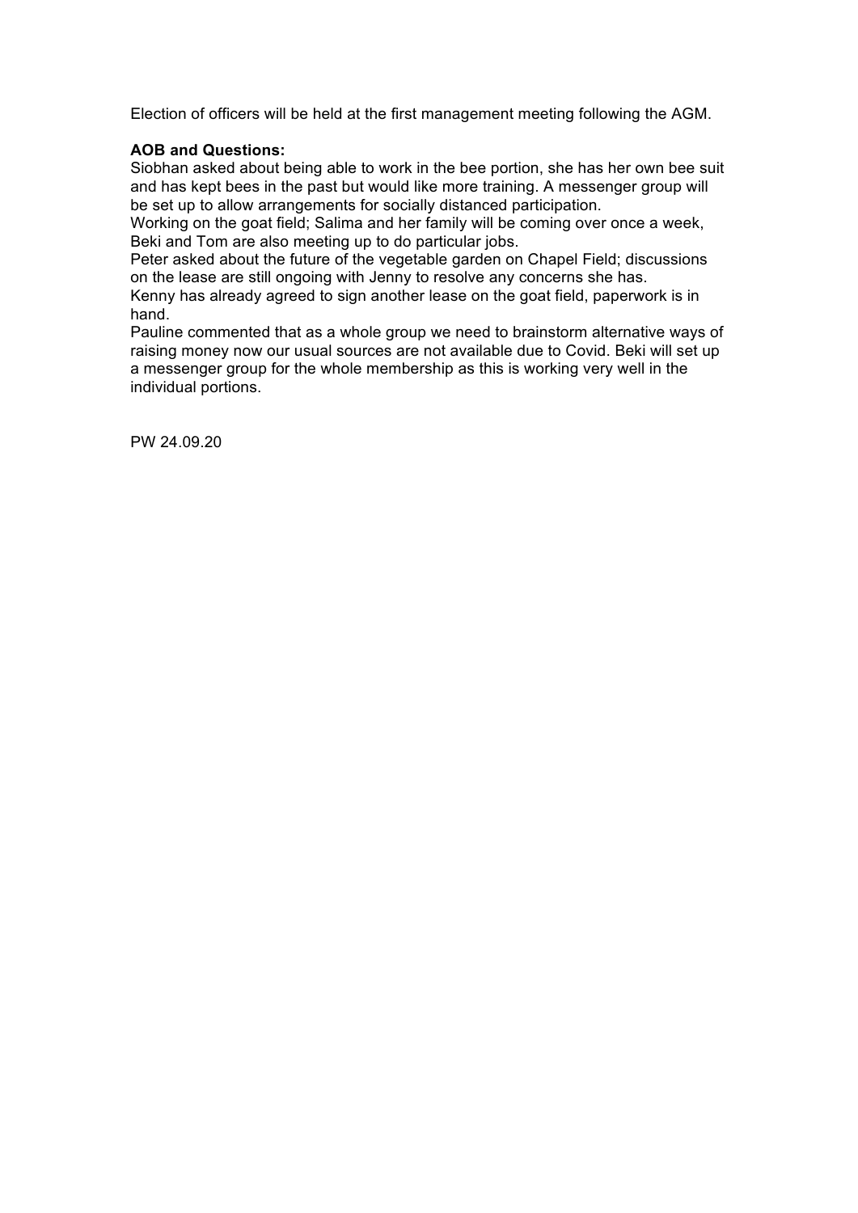Election of officers will be held at the first management meeting following the AGM.

**AOB and Questions:**

Siobhan asked about being able to work in the bee portion, she has her own bee suit and has kept bees in the past but would like more training. A messenger group will be set up to allow arrangements for socially distanced participation.

Working on the goat field; Salima and her family will be coming over once a week, Beki and Tom are also meeting up to do particular jobs.

Peter asked about the future of the vegetable garden on Chapel Field; discussions on the lease are still ongoing with Jenny to resolve any concerns she has.

Kenny has already agreed to sign another lease on the goat field, paperwork is in hand.

Pauline commented that as a whole group we need to brainstorm alternative ways of raising money now our usual sources are not available due to Covid. Beki will set up a messenger group for the whole membership as this is working very well in the individual portions.

PW 24.09.20